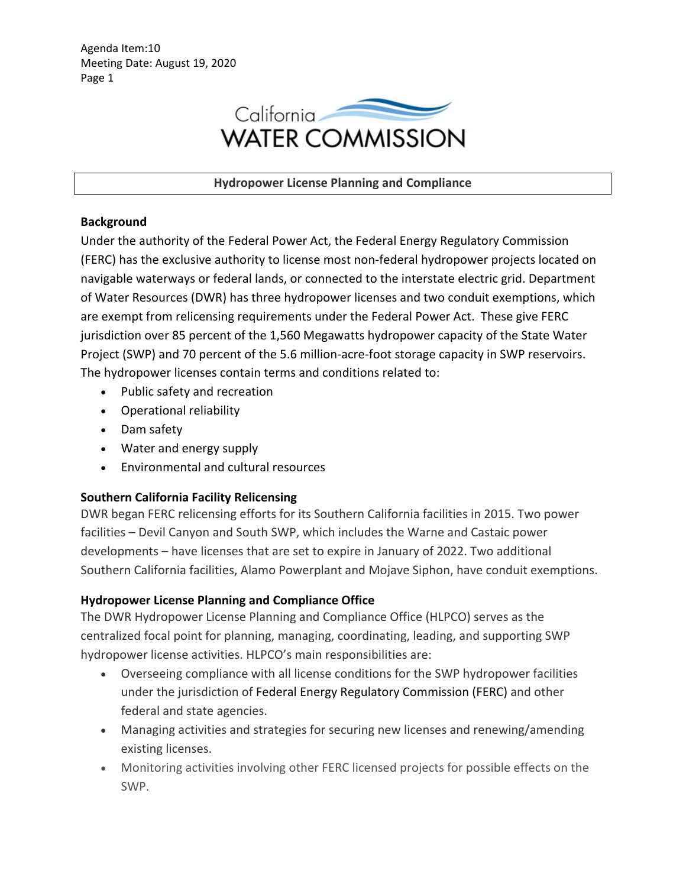Agenda Item:10
Meeting Date: August 19, 2020

California WATER COMMISSION

# Hydropower License Planning and Compliance

## Background

Under the authority of the Federal Power Act, the Federal Energy Regulatory Commission (FERC) has the exclusive authority to license most non-federal hydropower projects located on navigable waterways or federal lands, or connected to the interstate electric grid. Department of Water Resources (DWR) has three hydropower licenses and two conduit exemptions, which are exempt from relicensing requirements under the Federal Power Act. These give FERC jurisdiction over 85 percent of the 1,560 Megawatts hydropower capacity of the State Water Project (SWP) and 70 percent of the 5.6 million-acre-foot storage capacity in SWP reservoirs. The hydropower licenses contain terms and conditions related to:

- Public safety and recreation
- Operational reliability
- Dam safety
- Water and energy supply
- Environmental and cultural resources

## Southern California Facility Relicensing

DWR began FERC relicensing efforts for its Southern California facilities in 2015. Two power facilities – Devil Canyon and South SWP, which includes the Warne and Castaic power developments – have licenses that are set to expire in January of 2022. Two additional Southern California facilities, Alamo Powerplant and Mojave Siphon, have conduit exemptions.

## Hydropower License Planning and Compliance Office

The DWR Hydropower License Planning and Compliance Office (HLPCO) serves as the centralized focal point for planning, managing, coordinating, leading, and supporting SWP hydropower license activities. HLPCO's main responsibilities are:

- Overseeing compliance with all license conditions for the SWP hydropower facilities under the jurisdiction of Federal Energy Regulatory Commission (FERC) and other federal and state agencies.
- Managing activities and strategies for securing new licenses and renewing/amending existing licenses.
- Monitoring activities involving other FERC licensed projects for possible effects on the SWP.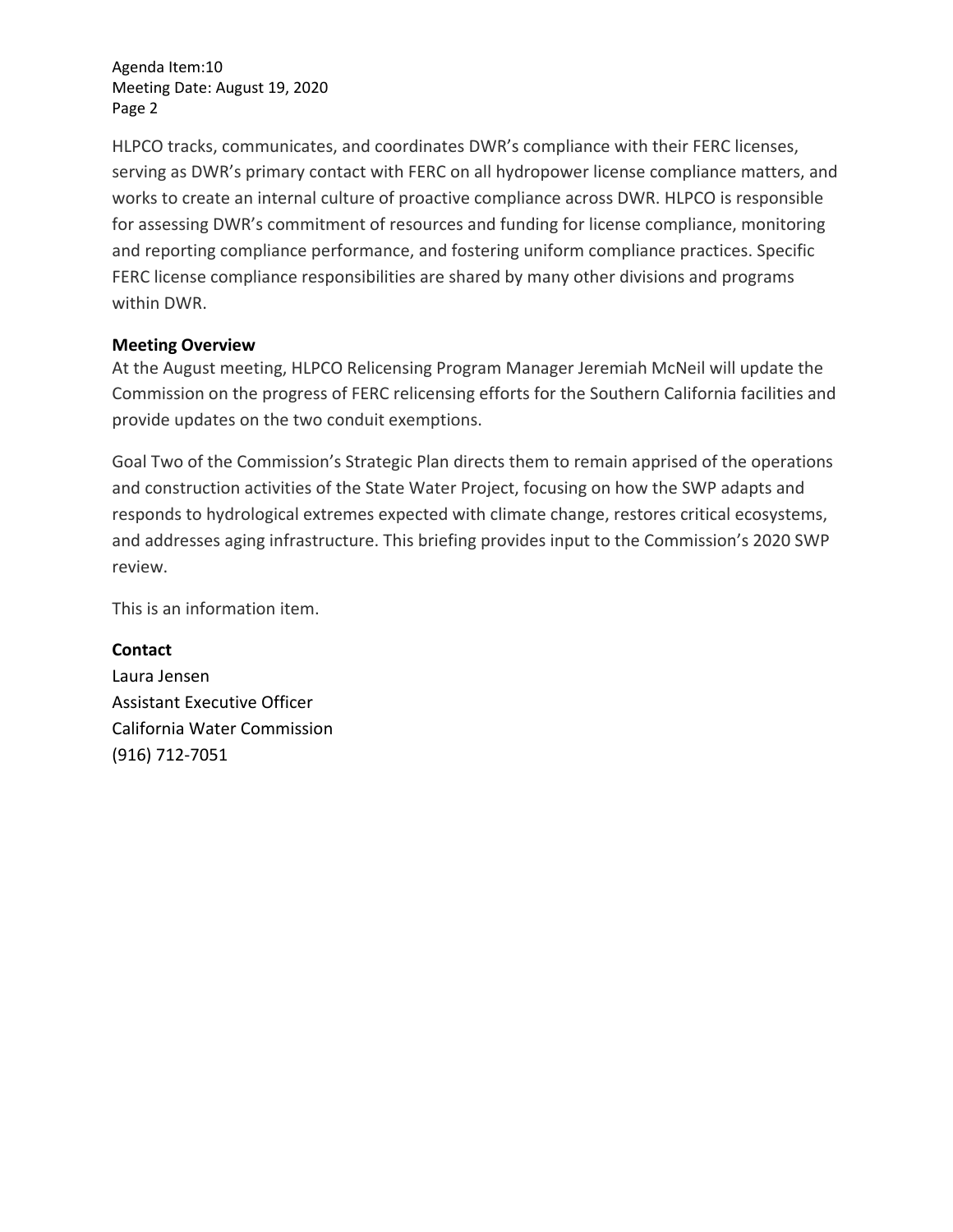HLPCO tracks, communicates, and coordinates DWR's compliance with their FERC licenses, serving as DWR's primary contact with FERC on all hydropower license compliance matters, and works to create an internal culture of proactive compliance across DWR. HLPCO is responsible for assessing DWR's commitment of resources and funding for license compliance, monitoring and reporting compliance performance, and fostering uniform compliance practices. Specific FERC license compliance responsibilities are shared by many other divisions and programs within DWR.

**Meeting Overview**

At the August meeting, HLPCO Relicensing Program Manager Jeremiah McNeil will update the Commission on the progress of FERC relicensing efforts for the Southern California facilities and provide updates on the two conduit exemptions.

Goal Two of the Commission's Strategic Plan directs them to remain apprised of the operations and construction activities of the State Water Project, focusing on how the SWP adapts and responds to hydrological extremes expected with climate change, restores critical ecosystems, and addresses aging infrastructure. This briefing provides input to the Commission's 2020 SWP review.

This is an information item.

**Contact**

Laura Jensen
Assistant Executive Officer
California Water Commission
(916) 712-7051